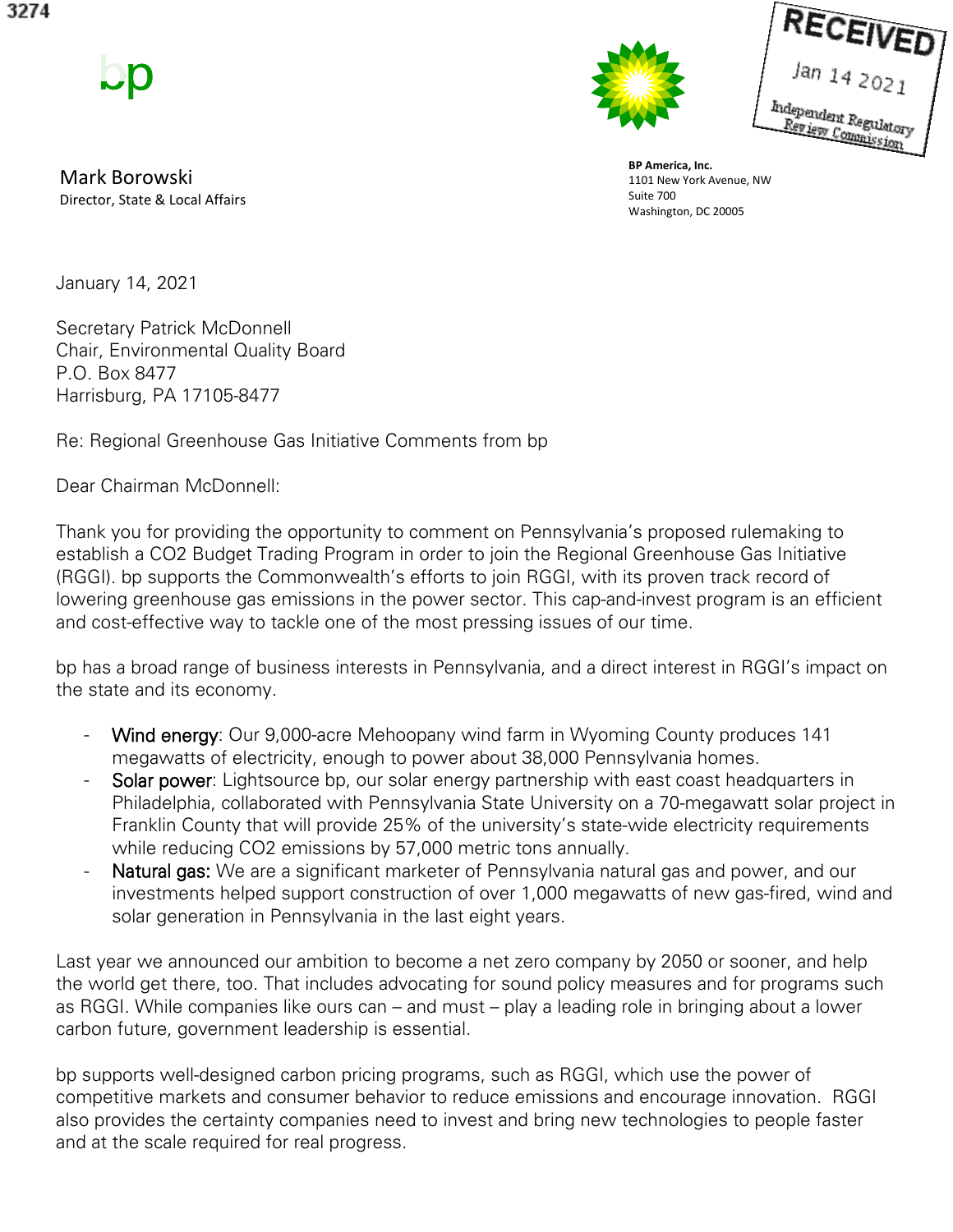3274

bp

**RECEIVED**

Jan 14 2021

Independent Regulatory Review Commission

Mark Borowski
Director, State & Local Affairs

**BP America, Inc.**
1101 New York Avenue, NW
Suite 700
Washington, DC 20005

January 14, 2021

Secretary Patrick McDonnell
Chair, Environmental Quality Board
P.O. Box 8477
Harrisburg, PA 17105-8477

Re: Regional Greenhouse Gas Initiative Comments from bp

Dear Chairman McDonnell:

Thank you for providing the opportunity to comment on Pennsylvania's proposed rulemaking to establish a CO2 Budget Trading Program in order to join the Regional Greenhouse Gas Initiative (RGGI). bp supports the Commonwealth's efforts to join RGGI, with its proven track record of lowering greenhouse gas emissions in the power sector. This cap-and-invest program is an efficient and cost-effective way to tackle one of the most pressing issues of our time.

bp has a broad range of business interests in Pennsylvania, and a direct interest in RGGI's impact on the state and its economy.

- Wind energy: Our 9,000-acre Mehoopany wind farm in Wyoming County produces 141 megawatts of electricity, enough to power about 38,000 Pennsylvania homes.
- Solar power: Lightsource bp, our solar energy partnership with east coast headquarters in Philadelphia, collaborated with Pennsylvania State University on a 70-megawatt solar project in Franklin County that will provide 25% of the university's state-wide electricity requirements while reducing CO2 emissions by 57,000 metric tons annually.
- Natural gas: We are a significant marketer of Pennsylvania natural gas and power, and our investments helped support construction of over 1,000 megawatts of new gas-fired, wind and solar generation in Pennsylvania in the last eight years.

Last year we announced our ambition to become a net zero company by 2050 or sooner, and help the world get there, too. That includes advocating for sound policy measures and for programs such as RGGI. While companies like ours can – and must – play a leading role in bringing about a lower carbon future, government leadership is essential.

bp supports well-designed carbon pricing programs, such as RGGI, which use the power of competitive markets and consumer behavior to reduce emissions and encourage innovation. RGGI also provides the certainty companies need to invest and bring new technologies to people faster and at the scale required for real progress.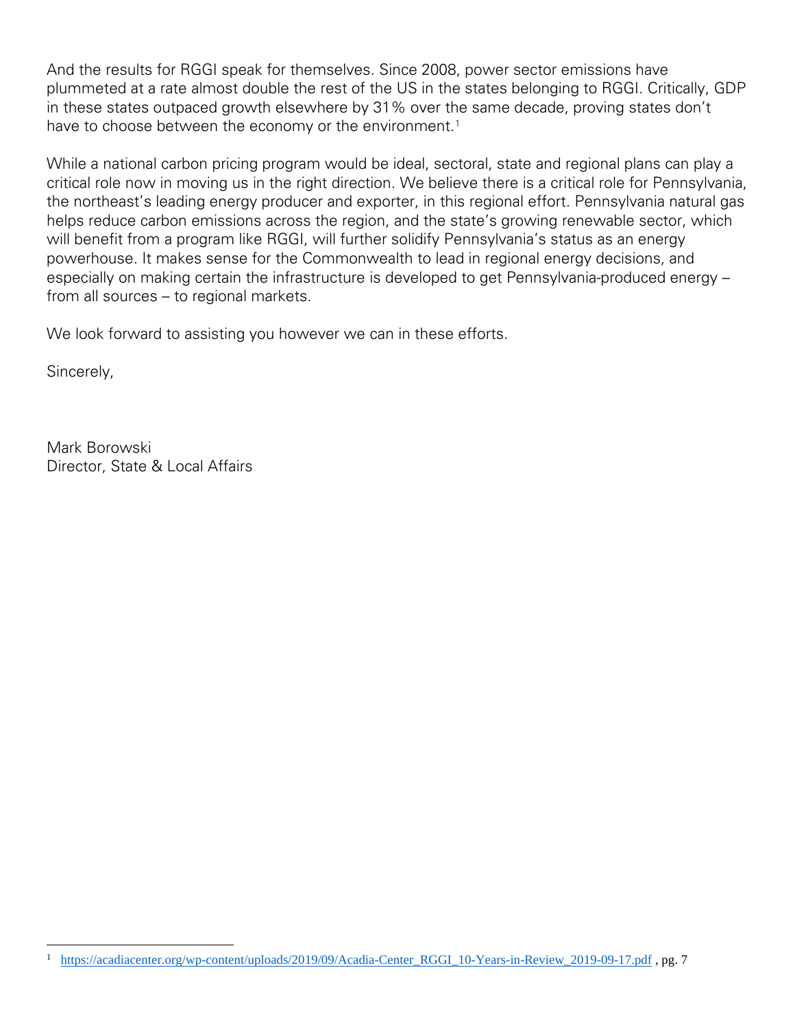And the results for RGGI speak for themselves. Since 2008, power sector emissions have plummeted at a rate almost double the rest of the US in the states belonging to RGGI. Critically, GDP in these states outpaced growth elsewhere by 31% over the same decade, proving states don't have to choose between the economy or the environment.[1]

While a national carbon pricing program would be ideal, sectoral, state and regional plans can play a critical role now in moving us in the right direction. We believe there is a critical role for Pennsylvania, the northeast's leading energy producer and exporter, in this regional effort. Pennsylvania natural gas helps reduce carbon emissions across the region, and the state's growing renewable sector, which will benefit from a program like RGGI, will further solidify Pennsylvania's status as an energy powerhouse. It makes sense for the Commonwealth to lead in regional energy decisions, and especially on making certain the infrastructure is developed to get Pennsylvania-produced energy – from all sources – to regional markets.

We look forward to assisting you however we can in these efforts.

Sincerely,

Mark Borowski
Director, State & Local Affairs

---

[1] https://acadiacenter.org/wp-content/uploads/2019/09/Acadia-Center_RGGI_10-Years-in-Review_2019-09-17.pdf , pg. 7